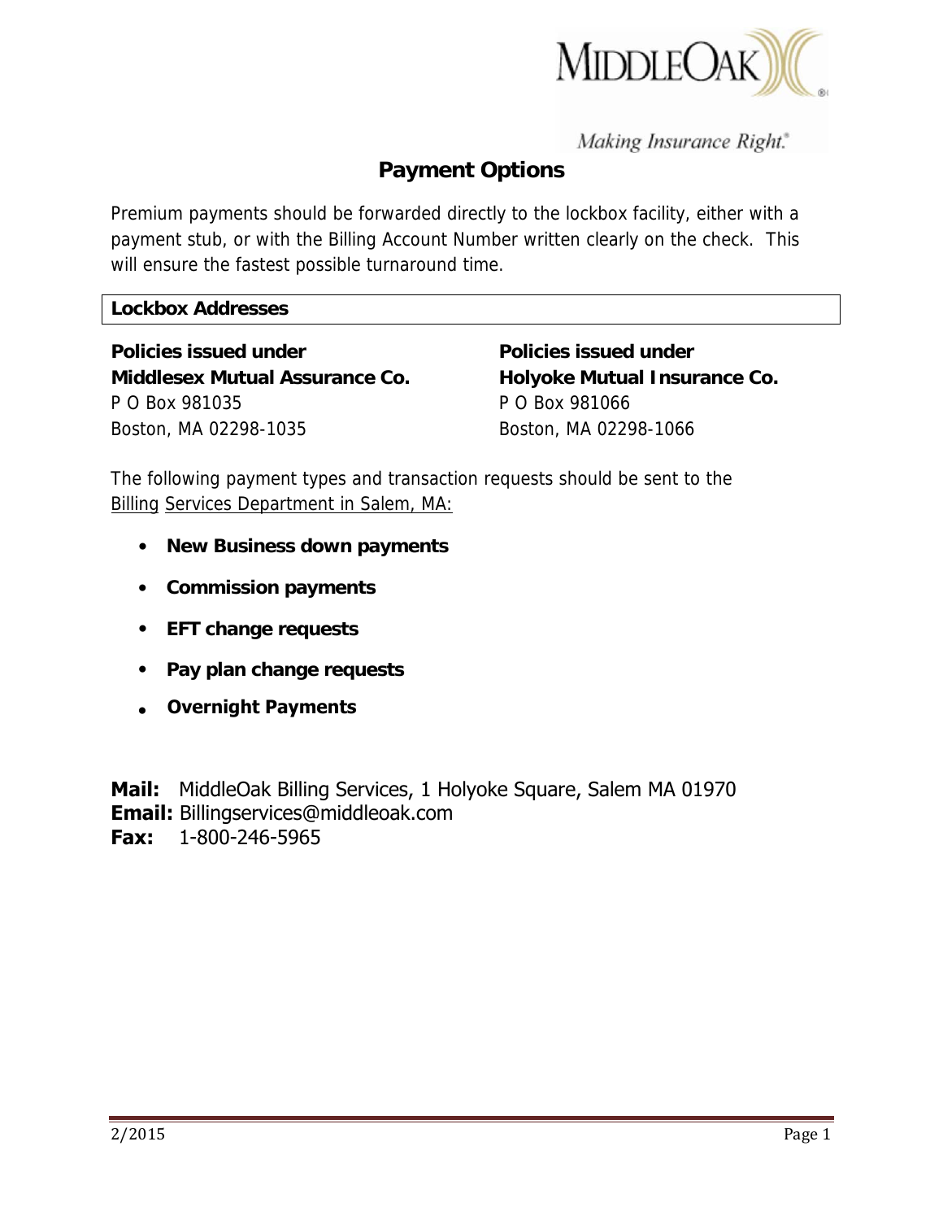Making Insurance Right.®

# Payment Options

Premium payments should be forwarded directly to the lockbox facility, either with a payment stub, or with the Billing Account Number written clearly on the check. This will ensure the fastest possible turnaround time.

**Lockbox Addresses**

**Policies issued under**
**Middlesex Mutual Assurance Co.**
P O Box 981035
Boston, MA 02298-1035

**Policies issued under**
**Holyoke Mutual Insurance Co.**
P O Box 981066
Boston, MA 02298-1066

The following payment types and transaction requests should be sent to the Billing Services Department in Salem, MA:

- **New Business down payments**
- **Commission payments**
- **EFT change requests**
- **Pay plan change requests**
- **Overnight Payments**

**Mail:** MiddleOak Billing Services, 1 Holyoke Square, Salem MA 01970
**Email:** Billingservices@middleoak.com
**Fax:** 1-800-246-5965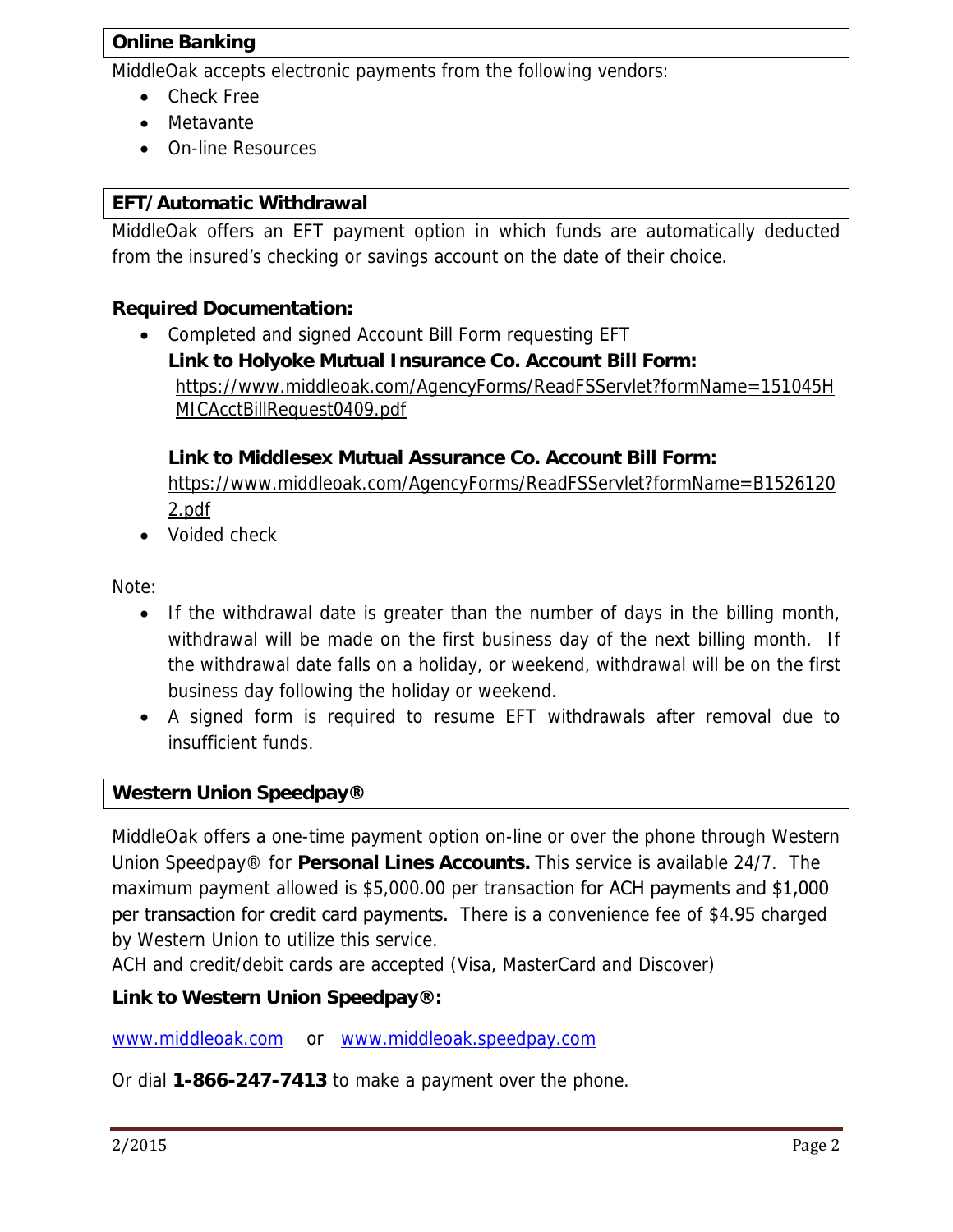## Online Banking

MiddleOak accepts electronic payments from the following vendors:

- Check Free
- Metavante
- On-line Resources

## EFT/Automatic Withdrawal

MiddleOak offers an EFT payment option in which funds are automatically deducted from the insured's checking or savings account on the date of their choice.

**Required Documentation:**

- Completed and signed Account Bill Form requesting EFT

  **Link to Holyoke Mutual Insurance Co. Account Bill Form:**
  https://www.middleoak.com/AgencyForms/ReadFSServlet?formName=151045HMICAcctBillRequest0409.pdf

  **Link to Middlesex Mutual Assurance Co. Account Bill Form:**
  https://www.middleoak.com/AgencyForms/ReadFSServlet?formName=B15261202.pdf
- Voided check

Note:

- If the withdrawal date is greater than the number of days in the billing month, withdrawal will be made on the first business day of the next billing month. If the withdrawal date falls on a holiday, or weekend, withdrawal will be on the first business day following the holiday or weekend.
- A signed form is required to resume EFT withdrawals after removal due to insufficient funds.

## Western Union Speedpay®

MiddleOak offers a one-time payment option on-line or over the phone through Western Union Speedpay® for **Personal Lines Accounts.** This service is available 24/7. The maximum payment allowed is $5,000.00 per transaction for ACH payments and $1,000 per transaction for credit card payments. There is a convenience fee of $4.95 charged by Western Union to utilize this service.
ACH and credit/debit cards are accepted (Visa, MasterCard and Discover)

**Link to Western Union Speedpay®:**

www.middleoak.com or www.middleoak.speedpay.com

Or dial **1-866-247-7413** to make a payment over the phone.